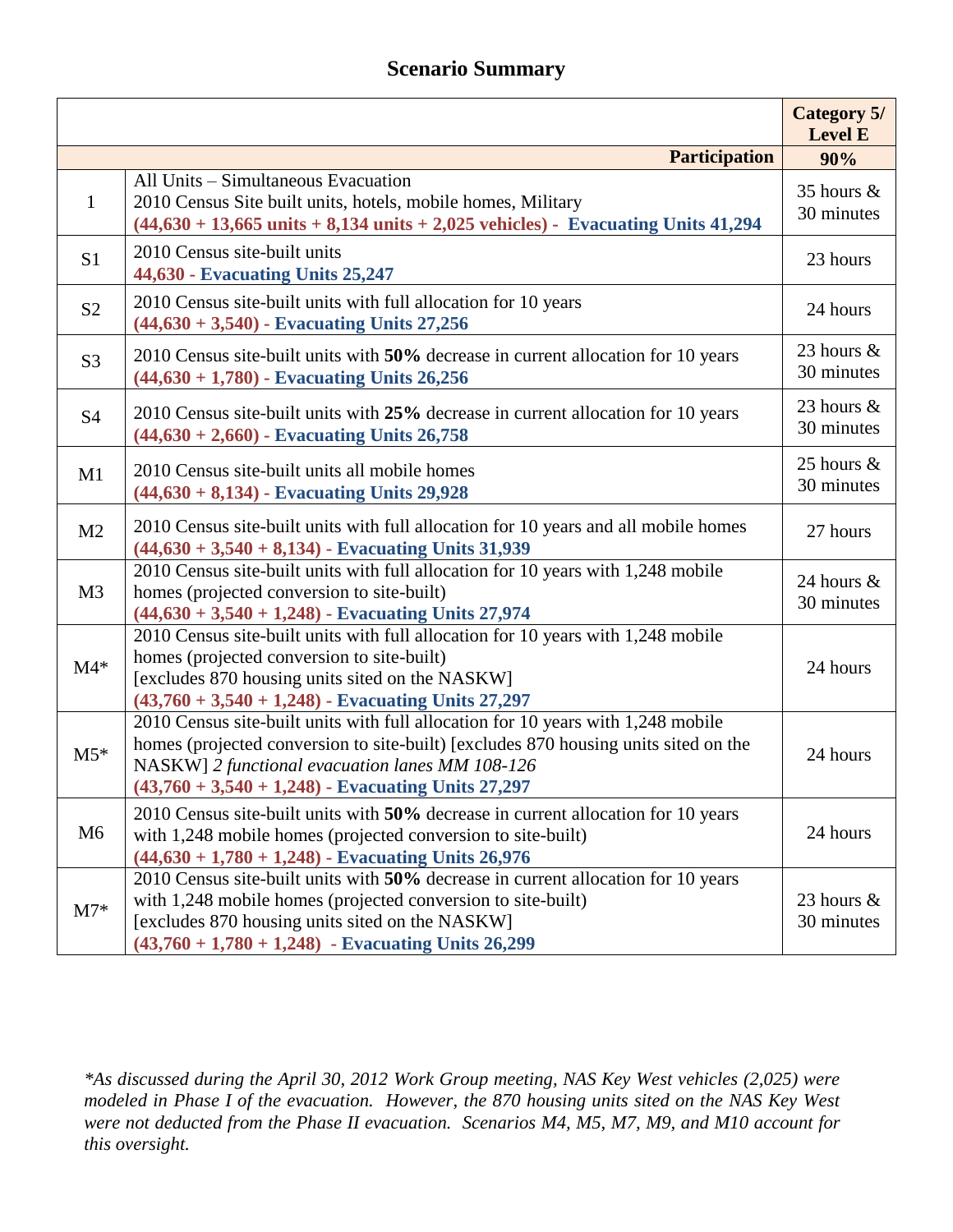## Scenario Summary

| | | Category 5/ Level E |
|---|---|---|
| | **Participation** | **90%** |
| 1 | All Units – Simultaneous Evacuation<br>2010 Census Site built units, hotels, mobile homes, Military<br>**(44,630 + 13,665 units + 8,134 units + 2,025 vehicles) - Evacuating Units 41,294** | 35 hours & 30 minutes |
| S1 | 2010 Census site-built units<br>**44,630 - Evacuating Units 25,247** | 23 hours |
| S2 | 2010 Census site-built units with full allocation for 10 years<br>**(44,630 + 3,540) - Evacuating Units 27,256** | 24 hours |
| S3 | 2010 Census site-built units with **50%** decrease in current allocation for 10 years<br>**(44,630 + 1,780) - Evacuating Units 26,256** | 23 hours & 30 minutes |
| S4 | 2010 Census site-built units with **25%** decrease in current allocation for 10 years<br>**(44,630 + 2,660) - Evacuating Units 26,758** | 23 hours & 30 minutes |
| M1 | 2010 Census site-built units all mobile homes<br>**(44,630 + 8,134) - Evacuating Units 29,928** | 25 hours & 30 minutes |
| M2 | 2010 Census site-built units with full allocation for 10 years and all mobile homes<br>**(44,630 + 3,540 + 8,134) - Evacuating Units 31,939** | 27 hours |
| M3 | 2010 Census site-built units with full allocation for 10 years with 1,248 mobile homes (projected conversion to site-built)<br>**(44,630 + 3,540 + 1,248) - Evacuating Units 27,974** | 24 hours & 30 minutes |
| M4* | 2010 Census site-built units with full allocation for 10 years with 1,248 mobile homes (projected conversion to site-built)<br>[excludes 870 housing units sited on the NASKW]<br>**(43,760 + 3,540 + 1,248) - Evacuating Units 27,297** | 24 hours |
| M5* | 2010 Census site-built units with full allocation for 10 years with 1,248 mobile homes (projected conversion to site-built) [excludes 870 housing units sited on the NASKW] *2 functional evacuation lanes MM 108-126*<br>**(43,760 + 3,540 + 1,248) - Evacuating Units 27,297** | 24 hours |
| M6 | 2010 Census site-built units with **50%** decrease in current allocation for 10 years with 1,248 mobile homes (projected conversion to site-built)<br>**(44,630 + 1,780 + 1,248) - Evacuating Units 26,976** | 24 hours |
| M7* | 2010 Census site-built units with **50%** decrease in current allocation for 10 years with 1,248 mobile homes (projected conversion to site-built)<br>[excludes 870 housing units sited on the NASKW]<br>**(43,760 + 1,780 + 1,248) - Evacuating Units 26,299** | 23 hours & 30 minutes |

*\*As discussed during the April 30, 2012 Work Group meeting, NAS Key West vehicles (2,025) were modeled in Phase I of the evacuation. However, the 870 housing units sited on the NAS Key West were not deducted from the Phase II evacuation. Scenarios M4, M5, M7, M9, and M10 account for this oversight.*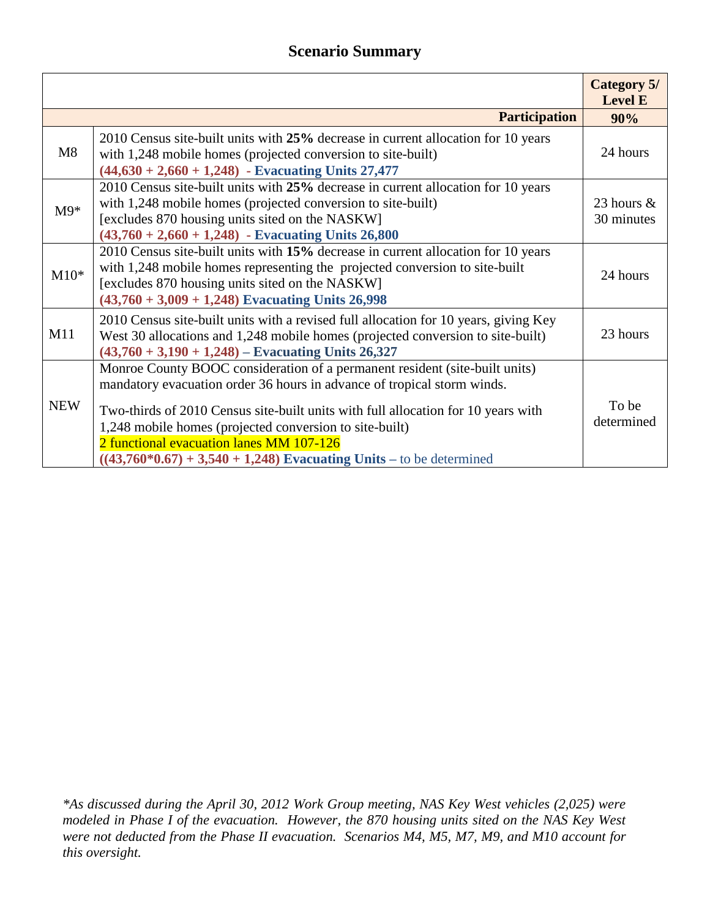## Scenario Summary

| | | Category 5/ Level E |
|---|---|---|
| | **Participation** | **90%** |
| M8 | 2010 Census site-built units with **25%** decrease in current allocation for 10 years with 1,248 mobile homes (projected conversion to site-built)<br>**(44,630 + 2,660 + 1,248) - Evacuating Units 27,477** | 24 hours |
| M9* | 2010 Census site-built units with **25%** decrease in current allocation for 10 years with 1,248 mobile homes (projected conversion to site-built)<br>[excludes 870 housing units sited on the NASKW]<br>**(43,760 + 2,660 + 1,248) - Evacuating Units 26,800** | 23 hours & 30 minutes |
| M10* | 2010 Census site-built units with **15%** decrease in current allocation for 10 years with 1,248 mobile homes representing the projected conversion to site-built<br>[excludes 870 housing units sited on the NASKW]<br>**(43,760 + 3,009 + 1,248) Evacuating Units 26,998** | 24 hours |
| M11 | 2010 Census site-built units with a revised full allocation for 10 years, giving Key West 30 allocations and 1,248 mobile homes (projected conversion to site-built)<br>**(43,760 + 3,190 + 1,248) – Evacuating Units 26,327** | 23 hours |
| NEW | Monroe County BOOC consideration of a permanent resident (site-built units) mandatory evacuation order 36 hours in advance of tropical storm winds.<br><br>Two-thirds of 2010 Census site-built units with full allocation for 10 years with 1,248 mobile homes (projected conversion to site-built)<br>2 functional evacuation lanes MM 107-126<br>**((43,760*0.67) + 3,540 + 1,248) Evacuating Units –** to be determined | To be determined |

*\*As discussed during the April 30, 2012 Work Group meeting, NAS Key West vehicles (2,025) were modeled in Phase I of the evacuation. However, the 870 housing units sited on the NAS Key West were not deducted from the Phase II evacuation. Scenarios M4, M5, M7, M9, and M10 account for this oversight.*